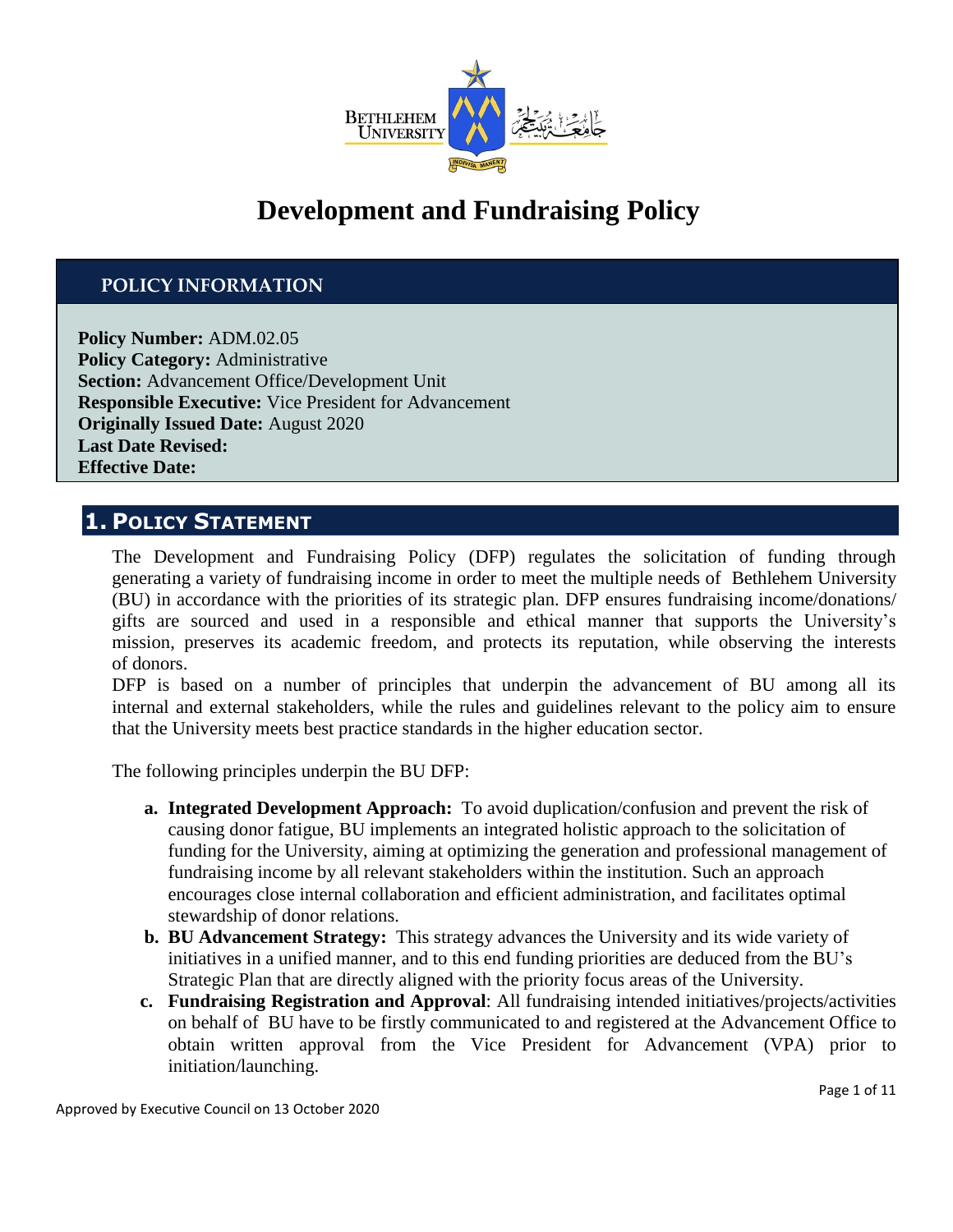# Development and Fundraising Policy

## POLICY INFORMATION

**Policy Number:** ADM.02.05
**Policy Category:** Administrative
**Section:** Advancement Office/Development Unit
**Responsible Executive:** Vice President for Advancement
**Originally Issued Date:** August 2020
**Last Date Revised:**
**Effective Date:**

## 1. Policy Statement

The Development and Fundraising Policy (DFP) regulates the solicitation of funding through generating a variety of fundraising income in order to meet the multiple needs of Bethlehem University (BU) in accordance with the priorities of its strategic plan. DFP ensures fundraising income/donations/ gifts are sourced and used in a responsible and ethical manner that supports the University's mission, preserves its academic freedom, and protects its reputation, while observing the interests of donors.

DFP is based on a number of principles that underpin the advancement of BU among all its internal and external stakeholders, while the rules and guidelines relevant to the policy aim to ensure that the University meets best practice standards in the higher education sector.

The following principles underpin the BU DFP:

- **a. Integrated Development Approach:** To avoid duplication/confusion and prevent the risk of causing donor fatigue, BU implements an integrated holistic approach to the solicitation of funding for the University, aiming at optimizing the generation and professional management of fundraising income by all relevant stakeholders within the institution. Such an approach encourages close internal collaboration and efficient administration, and facilitates optimal stewardship of donor relations.
- **b. BU Advancement Strategy:** This strategy advances the University and its wide variety of initiatives in a unified manner, and to this end funding priorities are deduced from the BU's Strategic Plan that are directly aligned with the priority focus areas of the University.
- **c. Fundraising Registration and Approval**: All fundraising intended initiatives/projects/activities on behalf of BU have to be firstly communicated to and registered at the Advancement Office to obtain written approval from the Vice President for Advancement (VPA) prior to initiation/launching.

Approved by Executive Council on 13 October 2020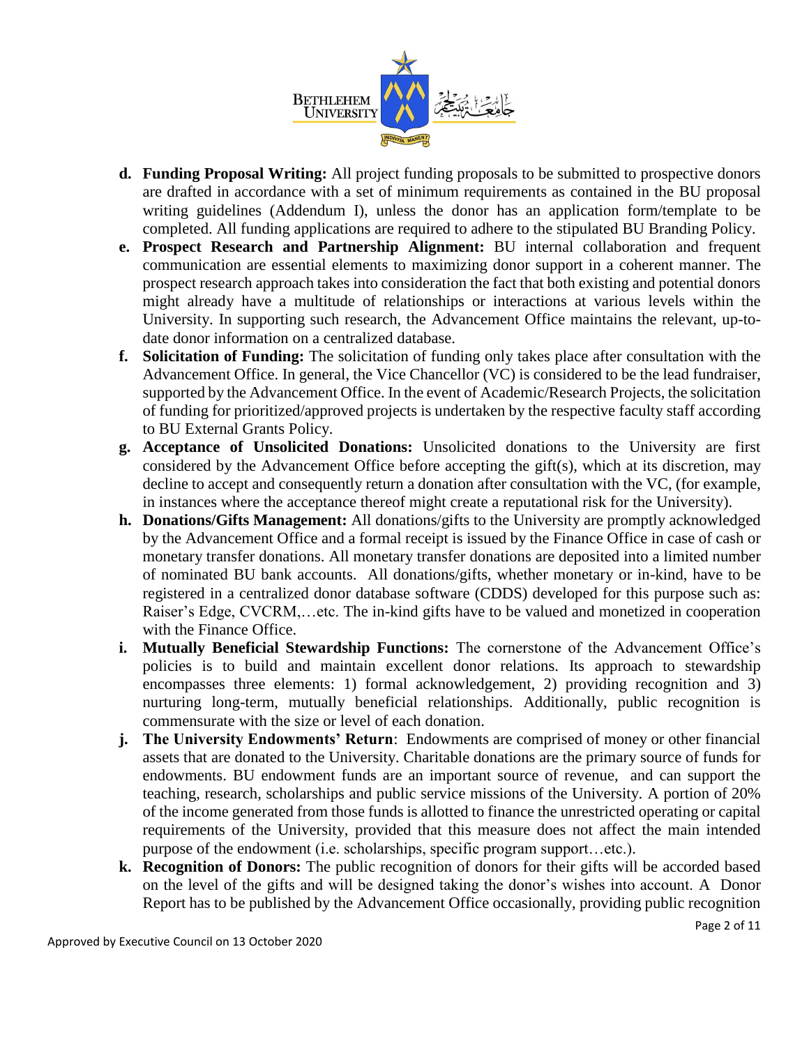d. **Funding Proposal Writing:** All project funding proposals to be submitted to prospective donors are drafted in accordance with a set of minimum requirements as contained in the BU proposal writing guidelines (Addendum I), unless the donor has an application form/template to be completed. All funding applications are required to adhere to the stipulated BU Branding Policy.

e. **Prospect Research and Partnership Alignment:** BU internal collaboration and frequent communication are essential elements to maximizing donor support in a coherent manner. The prospect research approach takes into consideration the fact that both existing and potential donors might already have a multitude of relationships or interactions at various levels within the University. In supporting such research, the Advancement Office maintains the relevant, up-to-date donor information on a centralized database.

f. **Solicitation of Funding:** The solicitation of funding only takes place after consultation with the Advancement Office. In general, the Vice Chancellor (VC) is considered to be the lead fundraiser, supported by the Advancement Office. In the event of Academic/Research Projects, the solicitation of funding for prioritized/approved projects is undertaken by the respective faculty staff according to BU External Grants Policy.

g. **Acceptance of Unsolicited Donations:** Unsolicited donations to the University are first considered by the Advancement Office before accepting the gift(s), which at its discretion, may decline to accept and consequently return a donation after consultation with the VC, (for example, in instances where the acceptance thereof might create a reputational risk for the University).

h. **Donations/Gifts Management:** All donations/gifts to the University are promptly acknowledged by the Advancement Office and a formal receipt is issued by the Finance Office in case of cash or monetary transfer donations. All monetary transfer donations are deposited into a limited number of nominated BU bank accounts. All donations/gifts, whether monetary or in-kind, have to be registered in a centralized donor database software (CDDS) developed for this purpose such as: Raiser's Edge, CVCRM,…etc. The in-kind gifts have to be valued and monetized in cooperation with the Finance Office.

i. **Mutually Beneficial Stewardship Functions:** The cornerstone of the Advancement Office's policies is to build and maintain excellent donor relations. Its approach to stewardship encompasses three elements: 1) formal acknowledgement, 2) providing recognition and 3) nurturing long-term, mutually beneficial relationships. Additionally, public recognition is commensurate with the size or level of each donation.

j. **The University Endowments' Return**: Endowments are comprised of money or other financial assets that are donated to the University. Charitable donations are the primary source of funds for endowments. BU endowment funds are an important source of revenue, and can support the teaching, research, scholarships and public service missions of the University. A portion of 20% of the income generated from those funds is allotted to finance the unrestricted operating or capital requirements of the University, provided that this measure does not affect the main intended purpose of the endowment (i.e. scholarships, specific program support…etc.).

k. **Recognition of Donors:** The public recognition of donors for their gifts will be accorded based on the level of the gifts and will be designed taking the donor's wishes into account. A Donor Report has to be published by the Advancement Office occasionally, providing public recognition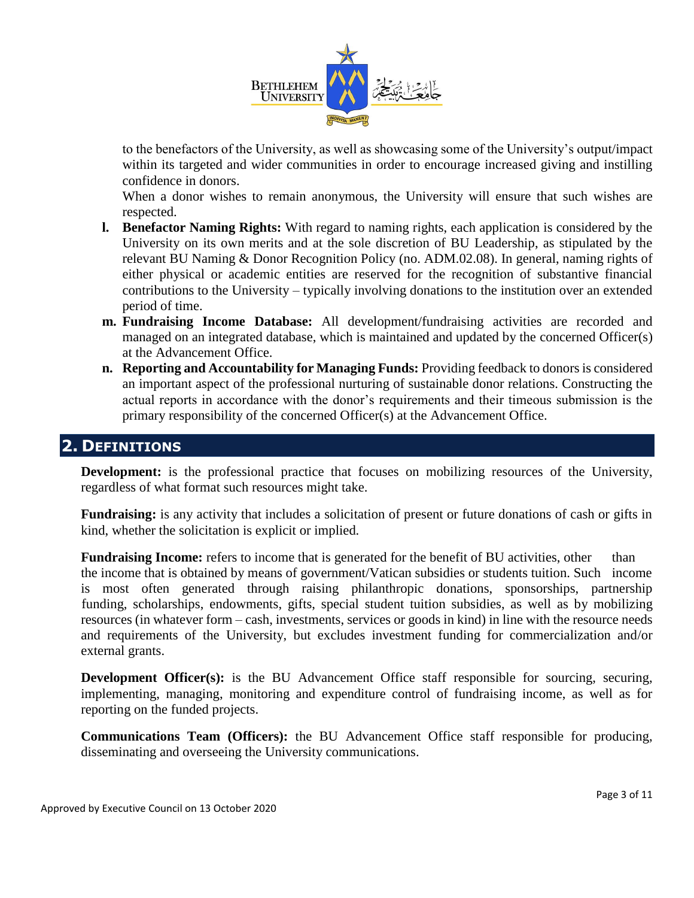to the benefactors of the University, as well as showcasing some of the University's output/impact within its targeted and wider communities in order to encourage increased giving and instilling confidence in donors.

When a donor wishes to remain anonymous, the University will ensure that such wishes are respected.

l. **Benefactor Naming Rights:** With regard to naming rights, each application is considered by the University on its own merits and at the sole discretion of BU Leadership, as stipulated by the relevant BU Naming & Donor Recognition Policy (no. ADM.02.08). In general, naming rights of either physical or academic entities are reserved for the recognition of substantive financial contributions to the University – typically involving donations to the institution over an extended period of time.

m. **Fundraising Income Database:** All development/fundraising activities are recorded and managed on an integrated database, which is maintained and updated by the concerned Officer(s) at the Advancement Office.

n. **Reporting and Accountability for Managing Funds:** Providing feedback to donors is considered an important aspect of the professional nurturing of sustainable donor relations. Constructing the actual reports in accordance with the donor's requirements and their timeous submission is the primary responsibility of the concerned Officer(s) at the Advancement Office.

## 2. Definitions

**Development:** is the professional practice that focuses on mobilizing resources of the University, regardless of what format such resources might take.

**Fundraising:** is any activity that includes a solicitation of present or future donations of cash or gifts in kind, whether the solicitation is explicit or implied.

**Fundraising Income:** refers to income that is generated for the benefit of BU activities, other than the income that is obtained by means of government/Vatican subsidies or students tuition. Such income is most often generated through raising philanthropic donations, sponsorships, partnership funding, scholarships, endowments, gifts, special student tuition subsidies, as well as by mobilizing resources (in whatever form – cash, investments, services or goods in kind) in line with the resource needs and requirements of the University, but excludes investment funding for commercialization and/or external grants.

**Development Officer(s):** is the BU Advancement Office staff responsible for sourcing, securing, implementing, managing, monitoring and expenditure control of fundraising income, as well as for reporting on the funded projects.

**Communications Team (Officers):** the BU Advancement Office staff responsible for producing, disseminating and overseeing the University communications.

Approved by Executive Council on 13 October 2020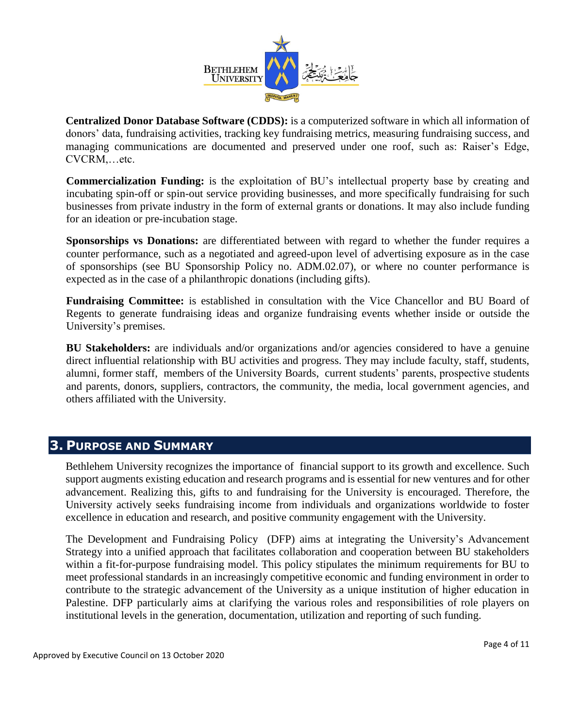**Centralized Donor Database Software (CDDS):** is a computerized software in which all information of donors' data, fundraising activities, tracking key fundraising metrics, measuring fundraising success, and managing communications are documented and preserved under one roof, such as: Raiser's Edge, CVCRM,…etc.

**Commercialization Funding:** is the exploitation of BU's intellectual property base by creating and incubating spin-off or spin-out service providing businesses, and more specifically fundraising for such businesses from private industry in the form of external grants or donations. It may also include funding for an ideation or pre-incubation stage.

**Sponsorships vs Donations:** are differentiated between with regard to whether the funder requires a counter performance, such as a negotiated and agreed-upon level of advertising exposure as in the case of sponsorships (see BU Sponsorship Policy no. ADM.02.07), or where no counter performance is expected as in the case of a philanthropic donations (including gifts).

**Fundraising Committee:** is established in consultation with the Vice Chancellor and BU Board of Regents to generate fundraising ideas and organize fundraising events whether inside or outside the University's premises.

**BU Stakeholders:** are individuals and/or organizations and/or agencies considered to have a genuine direct influential relationship with BU activities and progress. They may include faculty, staff, students, alumni, former staff, members of the University Boards, current students' parents, prospective students and parents, donors, suppliers, contractors, the community, the media, local government agencies, and others affiliated with the University.

## 3. Purpose and Summary

Bethlehem University recognizes the importance of financial support to its growth and excellence. Such support augments existing education and research programs and is essential for new ventures and for other advancement. Realizing this, gifts to and fundraising for the University is encouraged. Therefore, the University actively seeks fundraising income from individuals and organizations worldwide to foster excellence in education and research, and positive community engagement with the University.

The Development and Fundraising Policy (DFP) aims at integrating the University's Advancement Strategy into a unified approach that facilitates collaboration and cooperation between BU stakeholders within a fit-for-purpose fundraising model. This policy stipulates the minimum requirements for BU to meet professional standards in an increasingly competitive economic and funding environment in order to contribute to the strategic advancement of the University as a unique institution of higher education in Palestine. DFP particularly aims at clarifying the various roles and responsibilities of role players on institutional levels in the generation, documentation, utilization and reporting of such funding.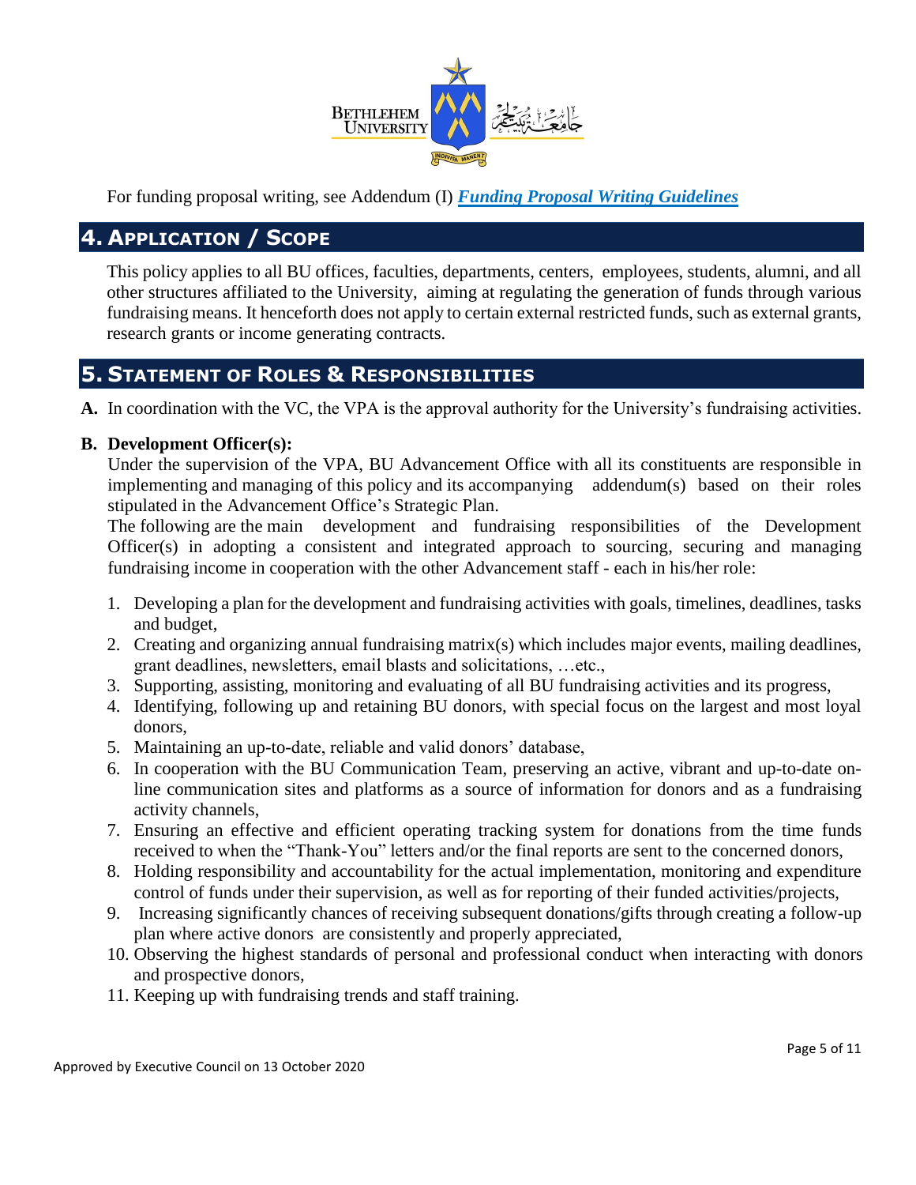For funding proposal writing, see Addendum (I) ***Funding Proposal Writing Guidelines***

## 4. Application / Scope

This policy applies to all BU offices, faculties, departments, centers, employees, students, alumni, and all other structures affiliated to the University, aiming at regulating the generation of funds through various fundraising means. It henceforth does not apply to certain external restricted funds, such as external grants, research grants or income generating contracts.

## 5. Statement of Roles & Responsibilities

**A.** In coordination with the VC, the VPA is the approval authority for the University's fundraising activities.

**B. Development Officer(s):**

Under the supervision of the VPA, BU Advancement Office with all its constituents are responsible in implementing and managing of this policy and its accompanying addendum(s) based on their roles stipulated in the Advancement Office's Strategic Plan.

The following are the main development and fundraising responsibilities of the Development Officer(s) in adopting a consistent and integrated approach to sourcing, securing and managing fundraising income in cooperation with the other Advancement staff - each in his/her role:

1. Developing a plan for the development and fundraising activities with goals, timelines, deadlines, tasks and budget,
2. Creating and organizing annual fundraising matrix(s) which includes major events, mailing deadlines, grant deadlines, newsletters, email blasts and solicitations, …etc.,
3. Supporting, assisting, monitoring and evaluating of all BU fundraising activities and its progress,
4. Identifying, following up and retaining BU donors, with special focus on the largest and most loyal donors,
5. Maintaining an up-to-date, reliable and valid donors' database,
6. In cooperation with the BU Communication Team, preserving an active, vibrant and up-to-date on-line communication sites and platforms as a source of information for donors and as a fundraising activity channels,
7. Ensuring an effective and efficient operating tracking system for donations from the time funds received to when the "Thank-You" letters and/or the final reports are sent to the concerned donors,
8. Holding responsibility and accountability for the actual implementation, monitoring and expenditure control of funds under their supervision, as well as for reporting of their funded activities/projects,
9. Increasing significantly chances of receiving subsequent donations/gifts through creating a follow-up plan where active donors are consistently and properly appreciated,
10. Observing the highest standards of personal and professional conduct when interacting with donors and prospective donors,
11. Keeping up with fundraising trends and staff training.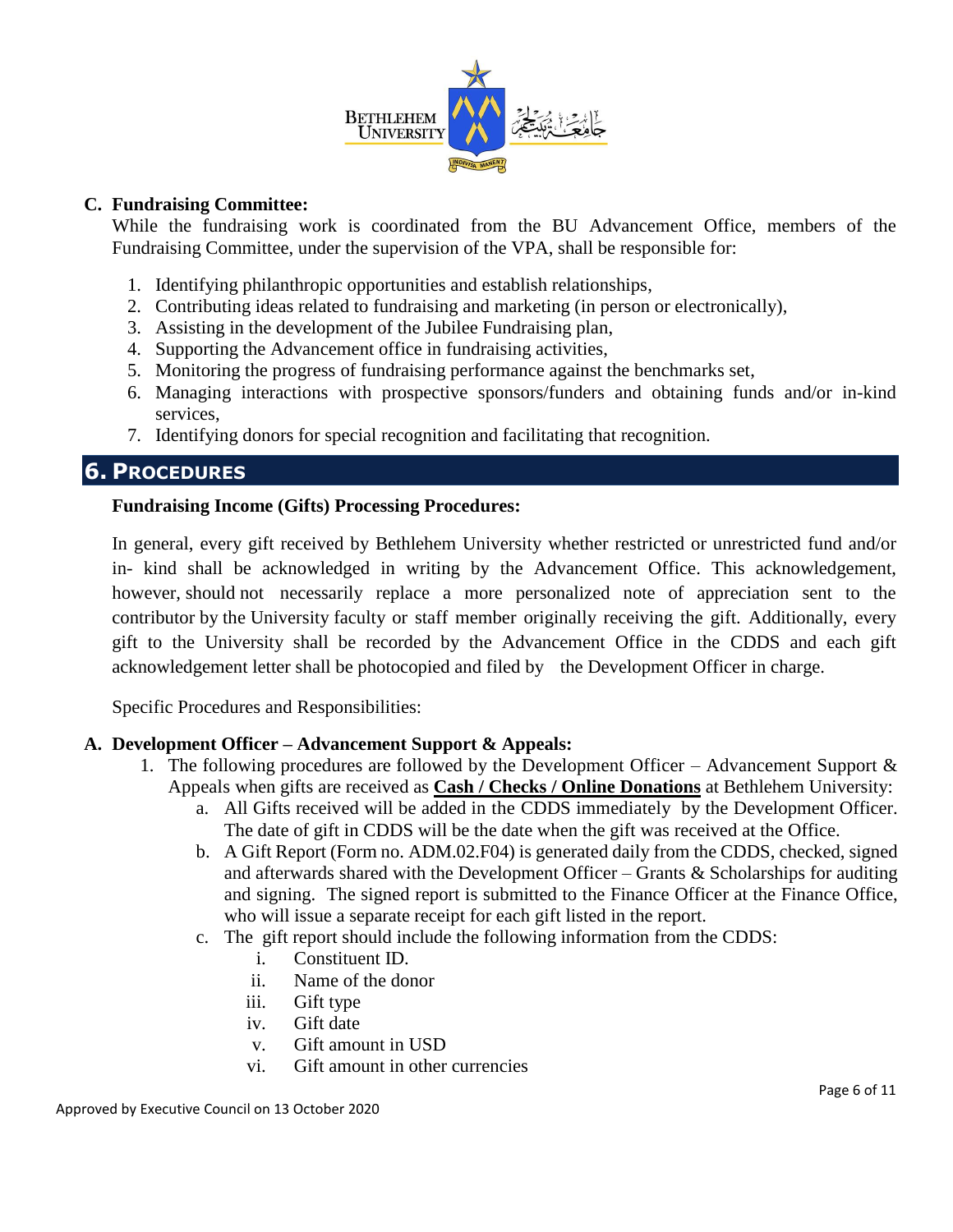### C. Fundraising Committee:

While the fundraising work is coordinated from the BU Advancement Office, members of the Fundraising Committee, under the supervision of the VPA, shall be responsible for:

1. Identifying philanthropic opportunities and establish relationships,
2. Contributing ideas related to fundraising and marketing (in person or electronically),
3. Assisting in the development of the Jubilee Fundraising plan,
4. Supporting the Advancement office in fundraising activities,
5. Monitoring the progress of fundraising performance against the benchmarks set,
6. Managing interactions with prospective sponsors/funders and obtaining funds and/or in-kind services,
7. Identifying donors for special recognition and facilitating that recognition.

## 6. PROCEDURES

**Fundraising Income (Gifts) Processing Procedures:**

In general, every gift received by Bethlehem University whether restricted or unrestricted fund and/or in- kind shall be acknowledged in writing by the Advancement Office. This acknowledgement, however, should not necessarily replace a more personalized note of appreciation sent to the contributor by the University faculty or staff member originally receiving the gift. Additionally, every gift to the University shall be recorded by the Advancement Office in the CDDS and each gift acknowledgement letter shall be photocopied and filed by the Development Officer in charge.

Specific Procedures and Responsibilities:

### A. Development Officer – Advancement Support & Appeals:

1. The following procedures are followed by the Development Officer – Advancement Support & Appeals when gifts are received as **<u>Cash / Checks / Online Donations</u>** at Bethlehem University:
   a. All Gifts received will be added in the CDDS immediately by the Development Officer. The date of gift in CDDS will be the date when the gift was received at the Office.
   b. A Gift Report (Form no. ADM.02.F04) is generated daily from the CDDS, checked, signed and afterwards shared with the Development Officer – Grants & Scholarships for auditing and signing. The signed report is submitted to the Finance Officer at the Finance Office, who will issue a separate receipt for each gift listed in the report.
   c. The gift report should include the following information from the CDDS:
      i. Constituent ID.
      ii. Name of the donor
      iii. Gift type
      iv. Gift date
      v. Gift amount in USD
      vi. Gift amount in other currencies

Approved by Executive Council on 13 October 2020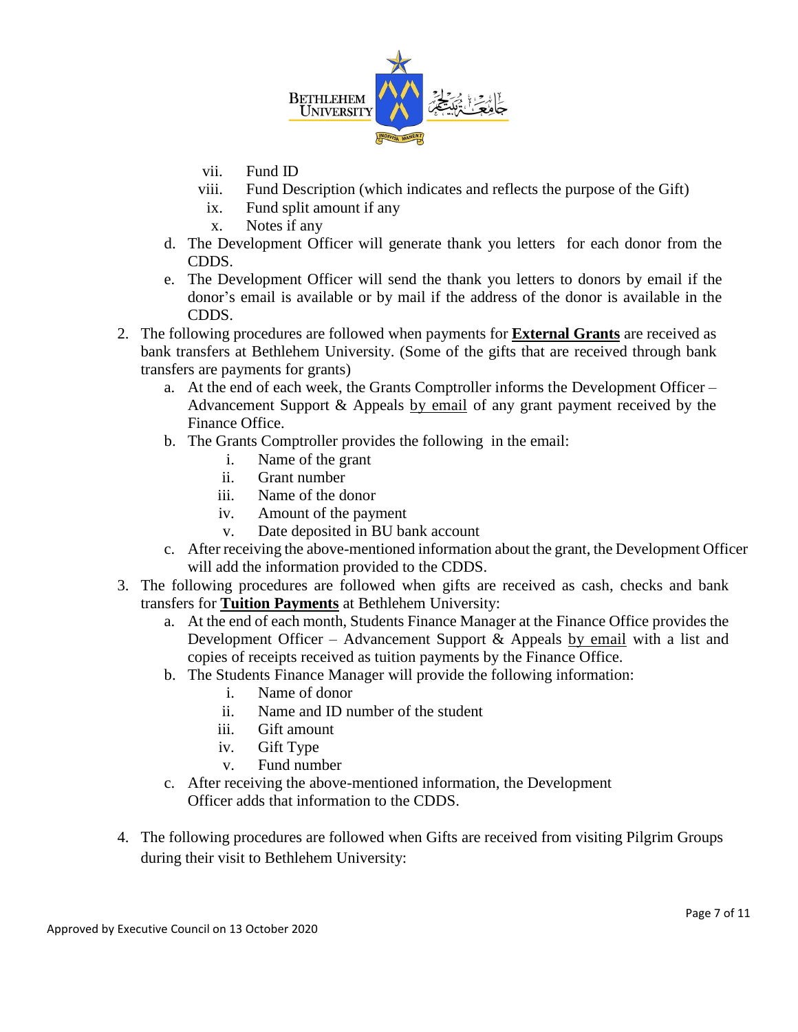vii. Fund ID
viii. Fund Description (which indicates and reflects the purpose of the Gift)
ix. Fund split amount if any
x. Notes if any

d. The Development Officer will generate thank you letters for each donor from the CDDS.
e. The Development Officer will send the thank you letters to donors by email if the donor's email is available or by mail if the address of the donor is available in the CDDS.

2. The following procedures are followed when payments for **External Grants** are received as bank transfers at Bethlehem University. (Some of the gifts that are received through bank transfers are payments for grants)
   a. At the end of each week, the Grants Comptroller informs the Development Officer – Advancement Support & Appeals by email of any grant payment received by the Finance Office.
   b. The Grants Comptroller provides the following in the email:
      i. Name of the grant
      ii. Grant number
      iii. Name of the donor
      iv. Amount of the payment
      v. Date deposited in BU bank account
   c. After receiving the above-mentioned information about the grant, the Development Officer will add the information provided to the CDDS.

3. The following procedures are followed when gifts are received as cash, checks and bank transfers for **Tuition Payments** at Bethlehem University:
   a. At the end of each month, Students Finance Manager at the Finance Office provides the Development Officer – Advancement Support & Appeals by email with a list and copies of receipts received as tuition payments by the Finance Office.
   b. The Students Finance Manager will provide the following information:
      i. Name of donor
      ii. Name and ID number of the student
      iii. Gift amount
      iv. Gift Type
      v. Fund number
   c. After receiving the above-mentioned information, the Development Officer adds that information to the CDDS.

4. The following procedures are followed when Gifts are received from visiting Pilgrim Groups during their visit to Bethlehem University:

Approved by Executive Council on 13 October 2020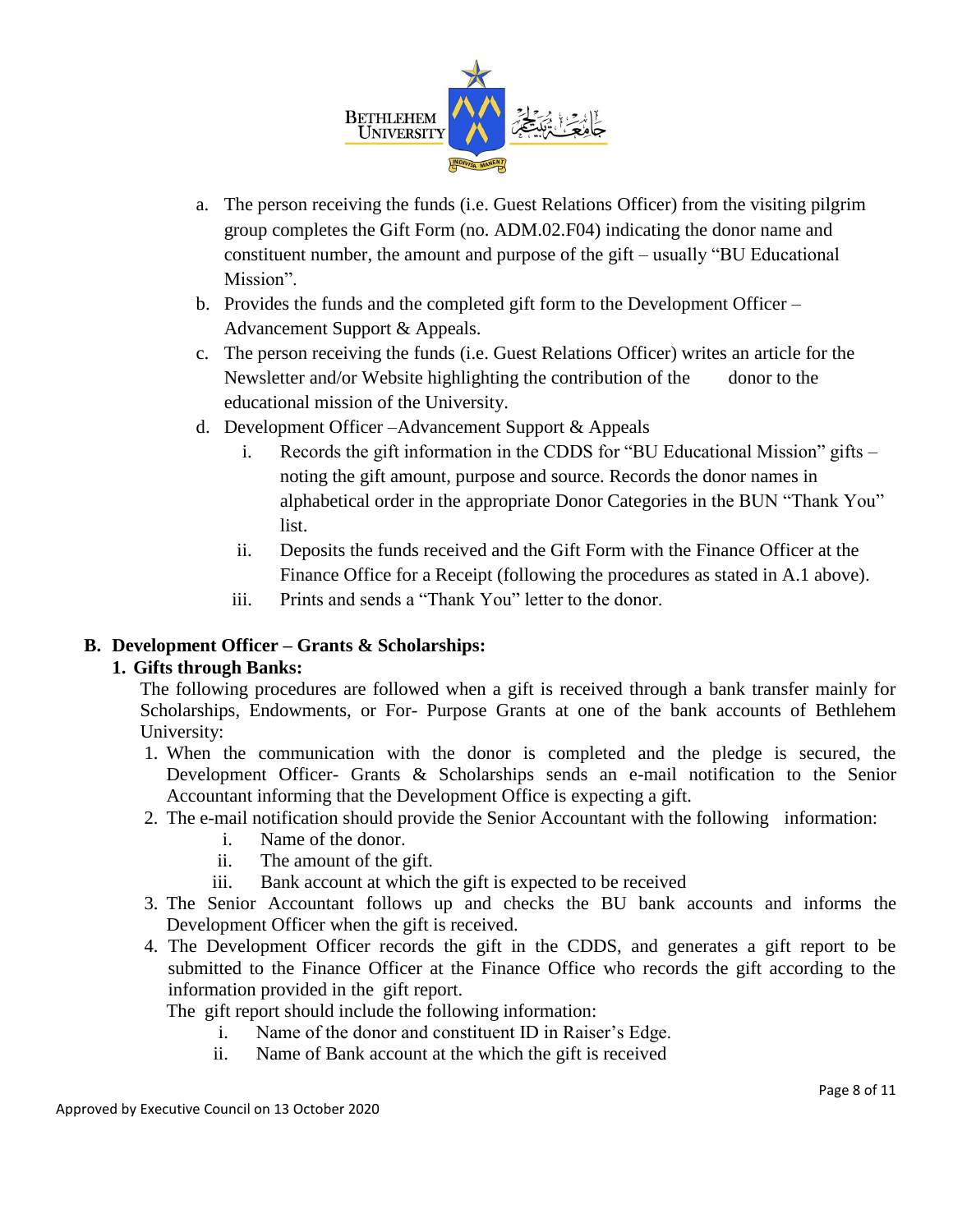a. The person receiving the funds (i.e. Guest Relations Officer) from the visiting pilgrim group completes the Gift Form (no. ADM.02.F04) indicating the donor name and constituent number, the amount and purpose of the gift – usually "BU Educational Mission".
b. Provides the funds and the completed gift form to the Development Officer – Advancement Support & Appeals.
c. The person receiving the funds (i.e. Guest Relations Officer) writes an article for the Newsletter and/or Website highlighting the contribution of the donor to the educational mission of the University.
d. Development Officer –Advancement Support & Appeals
   i. Records the gift information in the CDDS for "BU Educational Mission" gifts – noting the gift amount, purpose and source. Records the donor names in alphabetical order in the appropriate Donor Categories in the BUN "Thank You" list.
   ii. Deposits the funds received and the Gift Form with the Finance Officer at the Finance Office for a Receipt (following the procedures as stated in A.1 above).
   iii. Prints and sends a "Thank You" letter to the donor.

**B. Development Officer – Grants & Scholarships:**

**1. Gifts through Banks:**

The following procedures are followed when a gift is received through a bank transfer mainly for Scholarships, Endowments, or For- Purpose Grants at one of the bank accounts of Bethlehem University:

1. When the communication with the donor is completed and the pledge is secured, the Development Officer- Grants & Scholarships sends an e-mail notification to the Senior Accountant informing that the Development Office is expecting a gift.
2. The e-mail notification should provide the Senior Accountant with the following information:
   i. Name of the donor.
   ii. The amount of the gift.
   iii. Bank account at which the gift is expected to be received
3. The Senior Accountant follows up and checks the BU bank accounts and informs the Development Officer when the gift is received.
4. The Development Officer records the gift in the CDDS, and generates a gift report to be submitted to the Finance Officer at the Finance Office who records the gift according to the information provided in the gift report.

   The gift report should include the following information:
   i. Name of the donor and constituent ID in Raiser's Edge.
   ii. Name of Bank account at the which the gift is received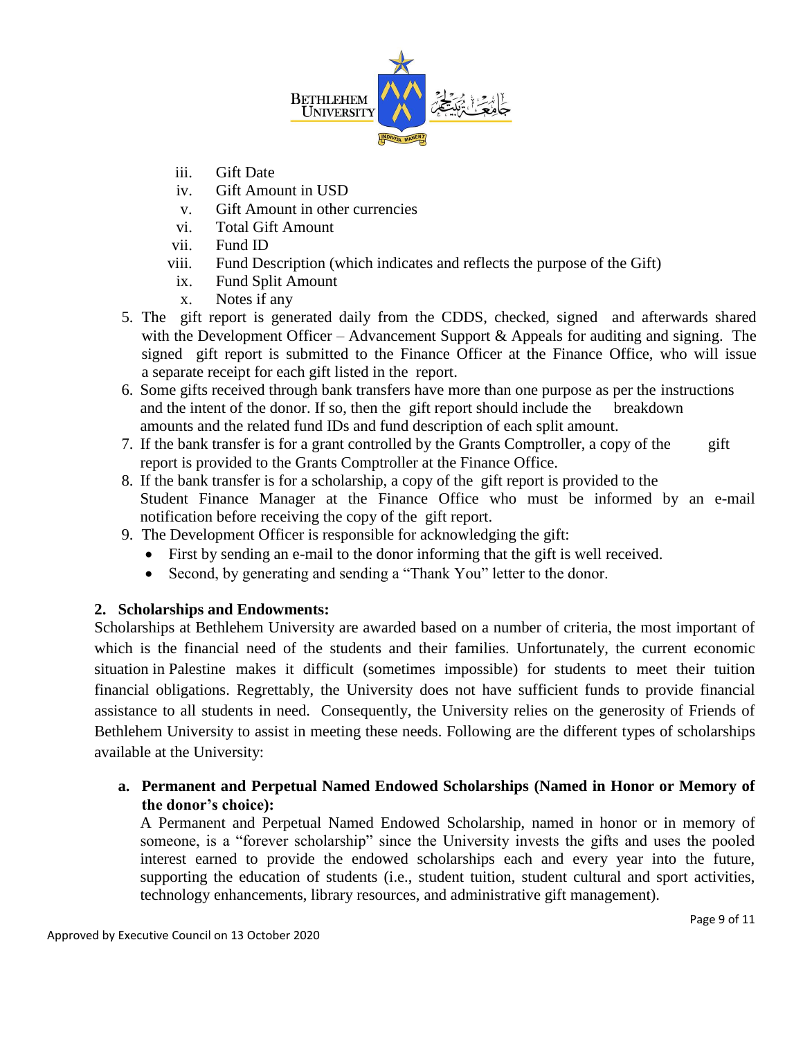iii. Gift Date
iv. Gift Amount in USD
v. Gift Amount in other currencies
vi. Total Gift Amount
vii. Fund ID
viii. Fund Description (which indicates and reflects the purpose of the Gift)
ix. Fund Split Amount
x. Notes if any

5. The gift report is generated daily from the CDDS, checked, signed and afterwards shared with the Development Officer – Advancement Support & Appeals for auditing and signing. The signed gift report is submitted to the Finance Officer at the Finance Office, who will issue a separate receipt for each gift listed in the report.
6. Some gifts received through bank transfers have more than one purpose as per the instructions and the intent of the donor. If so, then the gift report should include the breakdown amounts and the related fund IDs and fund description of each split amount.
7. If the bank transfer is for a grant controlled by the Grants Comptroller, a copy of the gift report is provided to the Grants Comptroller at the Finance Office.
8. If the bank transfer is for a scholarship, a copy of the gift report is provided to the Student Finance Manager at the Finance Office who must be informed by an e-mail notification before receiving the copy of the gift report.
9. The Development Officer is responsible for acknowledging the gift:
   - First by sending an e-mail to the donor informing that the gift is well received.
   - Second, by generating and sending a "Thank You" letter to the donor.

## 2. Scholarships and Endowments:

Scholarships at Bethlehem University are awarded based on a number of criteria, the most important of which is the financial need of the students and their families. Unfortunately, the current economic situation in Palestine makes it difficult (sometimes impossible) for students to meet their tuition financial obligations. Regrettably, the University does not have sufficient funds to provide financial assistance to all students in need. Consequently, the University relies on the generosity of Friends of Bethlehem University to assist in meeting these needs. Following are the different types of scholarships available at the University:

### a. Permanent and Perpetual Named Endowed Scholarships (Named in Honor or Memory of the donor's choice):

A Permanent and Perpetual Named Endowed Scholarship, named in honor or in memory of someone, is a "forever scholarship" since the University invests the gifts and uses the pooled interest earned to provide the endowed scholarships each and every year into the future, supporting the education of students (i.e., student tuition, student cultural and sport activities, technology enhancements, library resources, and administrative gift management).

Approved by Executive Council on 13 October 2020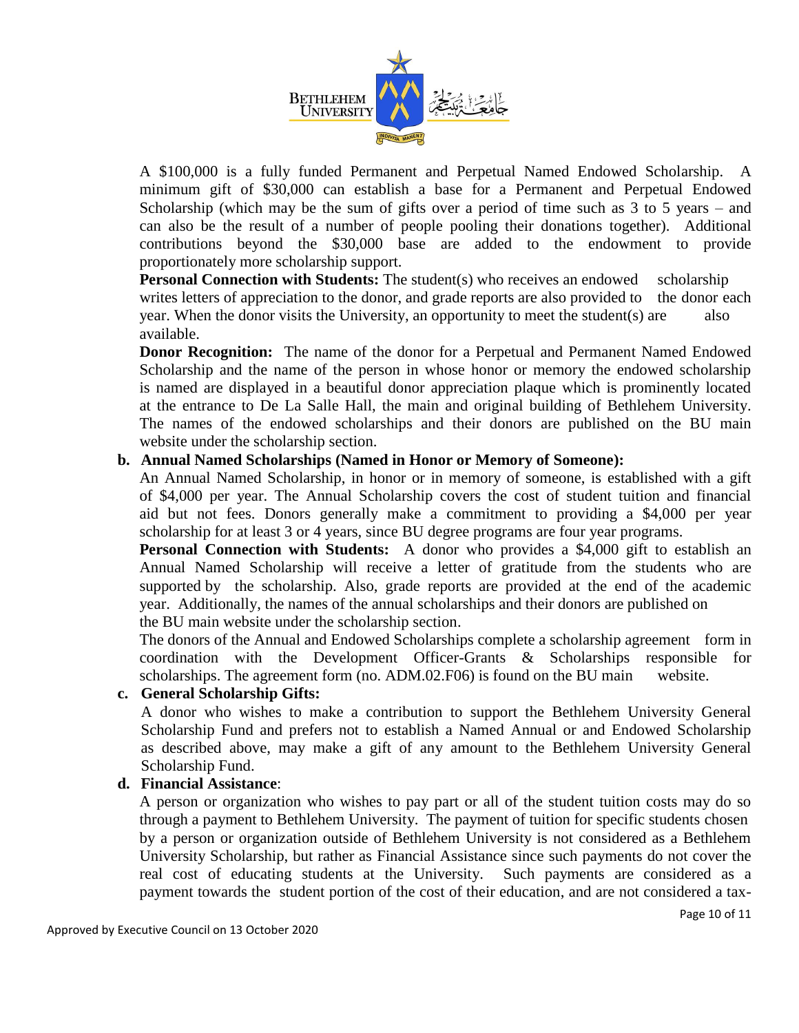A $100,000 is a fully funded Permanent and Perpetual Named Endowed Scholarship. A minimum gift of $30,000 can establish a base for a Permanent and Perpetual Endowed Scholarship (which may be the sum of gifts over a period of time such as 3 to 5 years – and can also be the result of a number of people pooling their donations together). Additional contributions beyond the $30,000 base are added to the endowment to provide proportionately more scholarship support.

**Personal Connection with Students:** The student(s) who receives an endowed scholarship writes letters of appreciation to the donor, and grade reports are also provided to the donor each year. When the donor visits the University, an opportunity to meet the student(s) are also available.

**Donor Recognition:** The name of the donor for a Perpetual and Permanent Named Endowed Scholarship and the name of the person in whose honor or memory the endowed scholarship is named are displayed in a beautiful donor appreciation plaque which is prominently located at the entrance to De La Salle Hall, the main and original building of Bethlehem University. The names of the endowed scholarships and their donors are published on the BU main website under the scholarship section.

**b. Annual Named Scholarships (Named in Honor or Memory of Someone):**

An Annual Named Scholarship, in honor or in memory of someone, is established with a gift of $4,000 per year. The Annual Scholarship covers the cost of student tuition and financial aid but not fees. Donors generally make a commitment to providing a $4,000 per year scholarship for at least 3 or 4 years, since BU degree programs are four year programs.

**Personal Connection with Students:** A donor who provides a $4,000 gift to establish an Annual Named Scholarship will receive a letter of gratitude from the students who are supported by the scholarship. Also, grade reports are provided at the end of the academic year. Additionally, the names of the annual scholarships and their donors are published on the BU main website under the scholarship section.

The donors of the Annual and Endowed Scholarships complete a scholarship agreement form in coordination with the Development Officer-Grants & Scholarships responsible for scholarships. The agreement form (no. ADM.02.F06) is found on the BU main website.

**c. General Scholarship Gifts:**

A donor who wishes to make a contribution to support the Bethlehem University General Scholarship Fund and prefers not to establish a Named Annual or and Endowed Scholarship as described above, may make a gift of any amount to the Bethlehem University General Scholarship Fund.

**d. Financial Assistance**:

A person or organization who wishes to pay part or all of the student tuition costs may do so through a payment to Bethlehem University. The payment of tuition for specific students chosen by a person or organization outside of Bethlehem University is not considered as a Bethlehem University Scholarship, but rather as Financial Assistance since such payments do not cover the real cost of educating students at the University. Such payments are considered as a payment towards the student portion of the cost of their education, and are not considered a tax-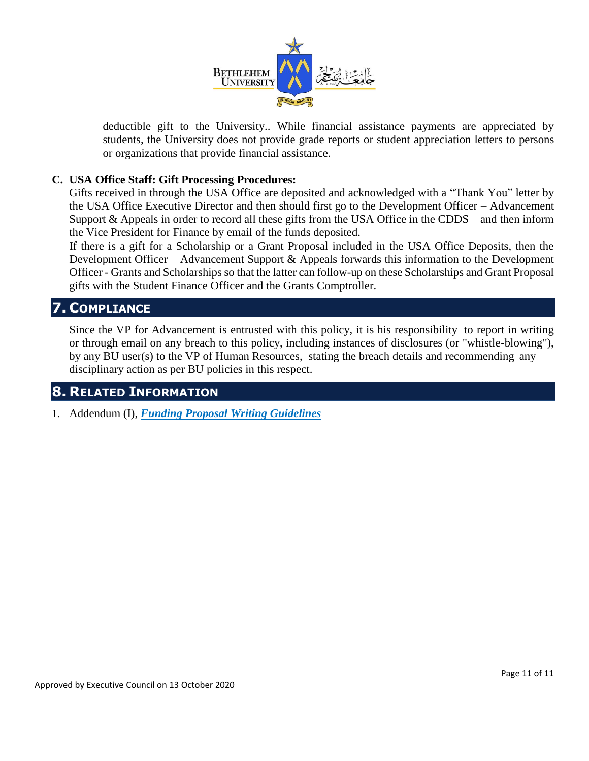deductible gift to the University.. While financial assistance payments are appreciated by students, the University does not provide grade reports or student appreciation letters to persons or organizations that provide financial assistance.

**C. USA Office Staff: Gift Processing Procedures:**

Gifts received in through the USA Office are deposited and acknowledged with a "Thank You" letter by the USA Office Executive Director and then should first go to the Development Officer – Advancement Support & Appeals in order to record all these gifts from the USA Office in the CDDS – and then inform the Vice President for Finance by email of the funds deposited.

If there is a gift for a Scholarship or a Grant Proposal included in the USA Office Deposits, then the Development Officer – Advancement Support & Appeals forwards this information to the Development Officer - Grants and Scholarships so that the latter can follow-up on these Scholarships and Grant Proposal gifts with the Student Finance Officer and the Grants Comptroller.

## 7. Compliance

Since the VP for Advancement is entrusted with this policy, it is his responsibility to report in writing or through email on any breach to this policy, including instances of disclosures (or "whistle-blowing"), by any BU user(s) to the VP of Human Resources, stating the breach details and recommending any disciplinary action as per BU policies in this respect.

## 8. Related Information

1. Addendum (I), ***Funding Proposal Writing Guidelines***

Approved by Executive Council on 13 October 2020